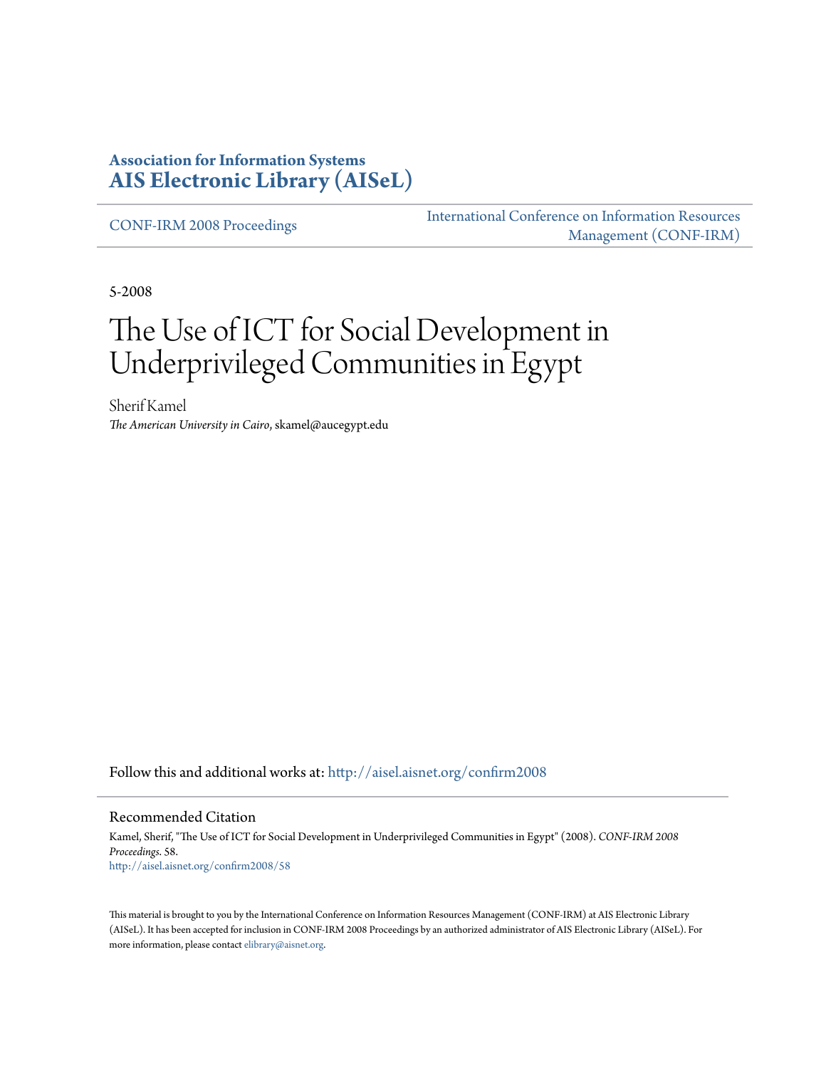**Association for Information Systems**
**AIS Electronic Library (AISeL)**

CONF-IRM 2008 Proceedings

International Conference on Information Resources Management (CONF-IRM)

5-2008

# The Use of ICT for Social Development in Underprivileged Communities in Egypt

Sherif Kamel
*The American University in Cairo*, skamel@aucegypt.edu

Follow this and additional works at: http://aisel.aisnet.org/confirm2008

## Recommended Citation

Kamel, Sherif, "The Use of ICT for Social Development in Underprivileged Communities in Egypt" (2008). *CONF-IRM 2008 Proceedings*. 58.
http://aisel.aisnet.org/confirm2008/58

This material is brought to you by the International Conference on Information Resources Management (CONF-IRM) at AIS Electronic Library (AISeL). It has been accepted for inclusion in CONF-IRM 2008 Proceedings by an authorized administrator of AIS Electronic Library (AISeL). For more information, please contact elibrary@aisnet.org.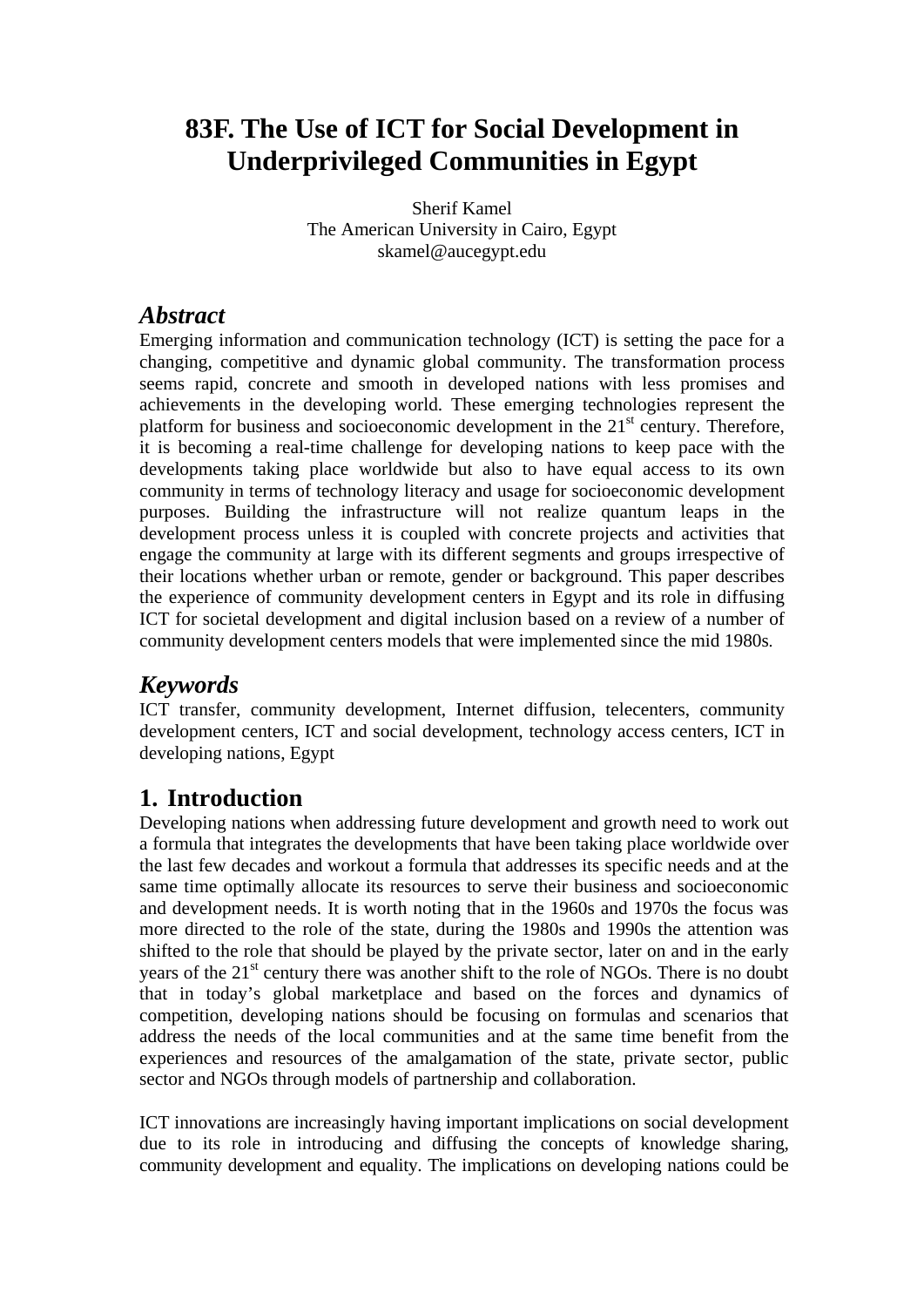# 83F. The Use of ICT for Social Development in Underprivileged Communities in Egypt

Sherif Kamel  
The American University in Cairo, Egypt  
skamel@aucegypt.edu

## *Abstract*

Emerging information and communication technology (ICT) is setting the pace for a changing, competitive and dynamic global community. The transformation process seems rapid, concrete and smooth in developed nations with less promises and achievements in the developing world. These emerging technologies represent the platform for business and socioeconomic development in the 21st century. Therefore, it is becoming a real-time challenge for developing nations to keep pace with the developments taking place worldwide but also to have equal access to its own community in terms of technology literacy and usage for socioeconomic development purposes. Building the infrastructure will not realize quantum leaps in the development process unless it is coupled with concrete projects and activities that engage the community at large with its different segments and groups irrespective of their locations whether urban or remote, gender or background. This paper describes the experience of community development centers in Egypt and its role in diffusing ICT for societal development and digital inclusion based on a review of a number of community development centers models that were implemented since the mid 1980s.

## *Keywords*

ICT transfer, community development, Internet diffusion, telecenters, community development centers, ICT and social development, technology access centers, ICT in developing nations, Egypt

## 1. Introduction

Developing nations when addressing future development and growth need to work out a formula that integrates the developments that have been taking place worldwide over the last few decades and workout a formula that addresses its specific needs and at the same time optimally allocate its resources to serve their business and socioeconomic and development needs. It is worth noting that in the 1960s and 1970s the focus was more directed to the role of the state, during the 1980s and 1990s the attention was shifted to the role that should be played by the private sector, later on and in the early years of the 21st century there was another shift to the role of NGOs. There is no doubt that in today's global marketplace and based on the forces and dynamics of competition, developing nations should be focusing on formulas and scenarios that address the needs of the local communities and at the same time benefit from the experiences and resources of the amalgamation of the state, private sector, public sector and NGOs through models of partnership and collaboration.

ICT innovations are increasingly having important implications on social development due to its role in introducing and diffusing the concepts of knowledge sharing, community development and equality. The implications on developing nations could be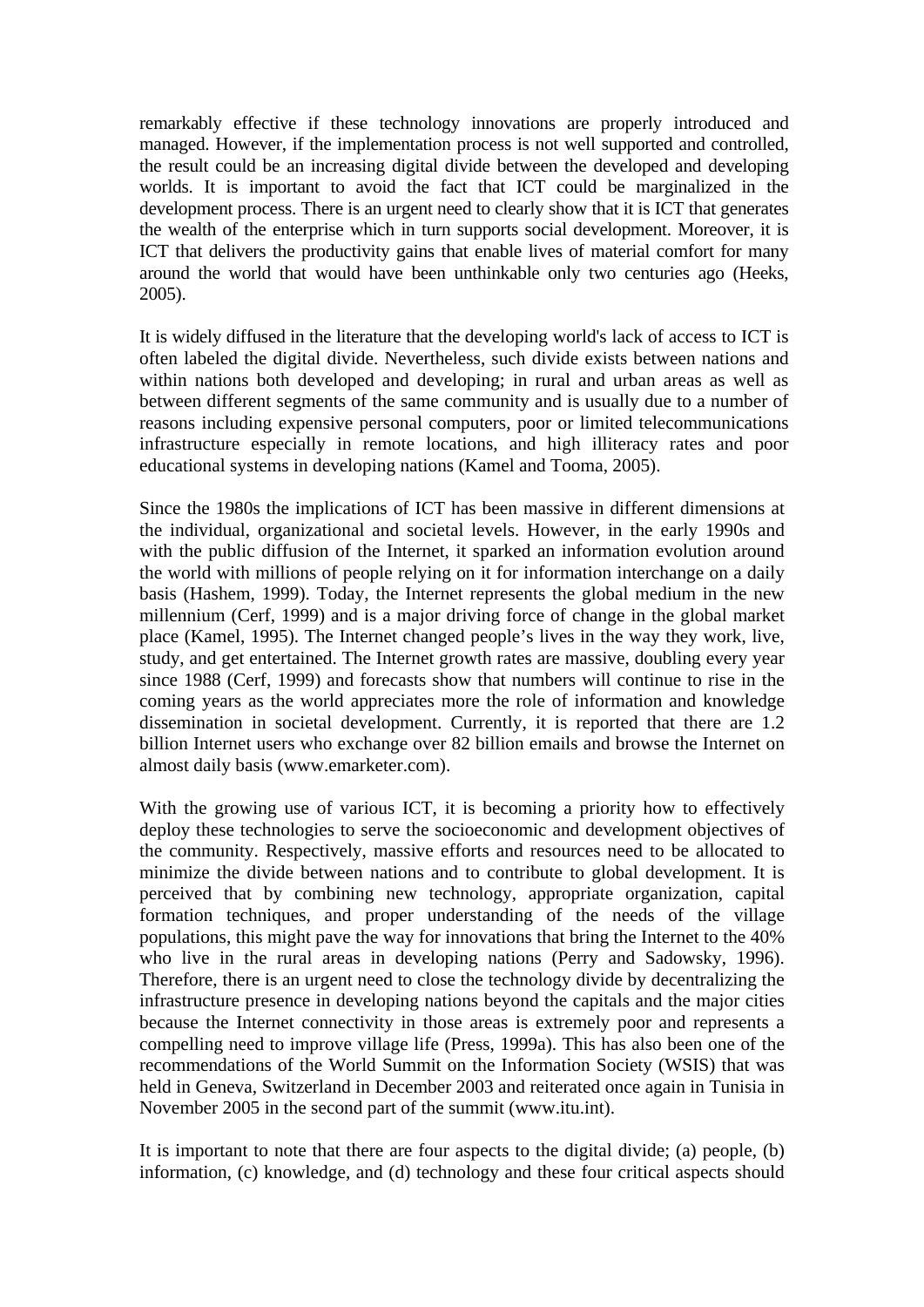remarkably effective if these technology innovations are properly introduced and managed. However, if the implementation process is not well supported and controlled, the result could be an increasing digital divide between the developed and developing worlds. It is important to avoid the fact that ICT could be marginalized in the development process. There is an urgent need to clearly show that it is ICT that generates the wealth of the enterprise which in turn supports social development. Moreover, it is ICT that delivers the productivity gains that enable lives of material comfort for many around the world that would have been unthinkable only two centuries ago (Heeks, 2005).

It is widely diffused in the literature that the developing world's lack of access to ICT is often labeled the digital divide. Nevertheless, such divide exists between nations and within nations both developed and developing; in rural and urban areas as well as between different segments of the same community and is usually due to a number of reasons including expensive personal computers, poor or limited telecommunications infrastructure especially in remote locations, and high illiteracy rates and poor educational systems in developing nations (Kamel and Tooma, 2005).

Since the 1980s the implications of ICT has been massive in different dimensions at the individual, organizational and societal levels. However, in the early 1990s and with the public diffusion of the Internet, it sparked an information evolution around the world with millions of people relying on it for information interchange on a daily basis (Hashem, 1999). Today, the Internet represents the global medium in the new millennium (Cerf, 1999) and is a major driving force of change in the global market place (Kamel, 1995). The Internet changed people's lives in the way they work, live, study, and get entertained. The Internet growth rates are massive, doubling every year since 1988 (Cerf, 1999) and forecasts show that numbers will continue to rise in the coming years as the world appreciates more the role of information and knowledge dissemination in societal development. Currently, it is reported that there are 1.2 billion Internet users who exchange over 82 billion emails and browse the Internet on almost daily basis (www.emarketer.com).

With the growing use of various ICT, it is becoming a priority how to effectively deploy these technologies to serve the socioeconomic and development objectives of the community. Respectively, massive efforts and resources need to be allocated to minimize the divide between nations and to contribute to global development. It is perceived that by combining new technology, appropriate organization, capital formation techniques, and proper understanding of the needs of the village populations, this might pave the way for innovations that bring the Internet to the 40% who live in the rural areas in developing nations (Perry and Sadowsky, 1996). Therefore, there is an urgent need to close the technology divide by decentralizing the infrastructure presence in developing nations beyond the capitals and the major cities because the Internet connectivity in those areas is extremely poor and represents a compelling need to improve village life (Press, 1999a). This has also been one of the recommendations of the World Summit on the Information Society (WSIS) that was held in Geneva, Switzerland in December 2003 and reiterated once again in Tunisia in November 2005 in the second part of the summit (www.itu.int).

It is important to note that there are four aspects to the digital divide; (a) people, (b) information, (c) knowledge, and (d) technology and these four critical aspects should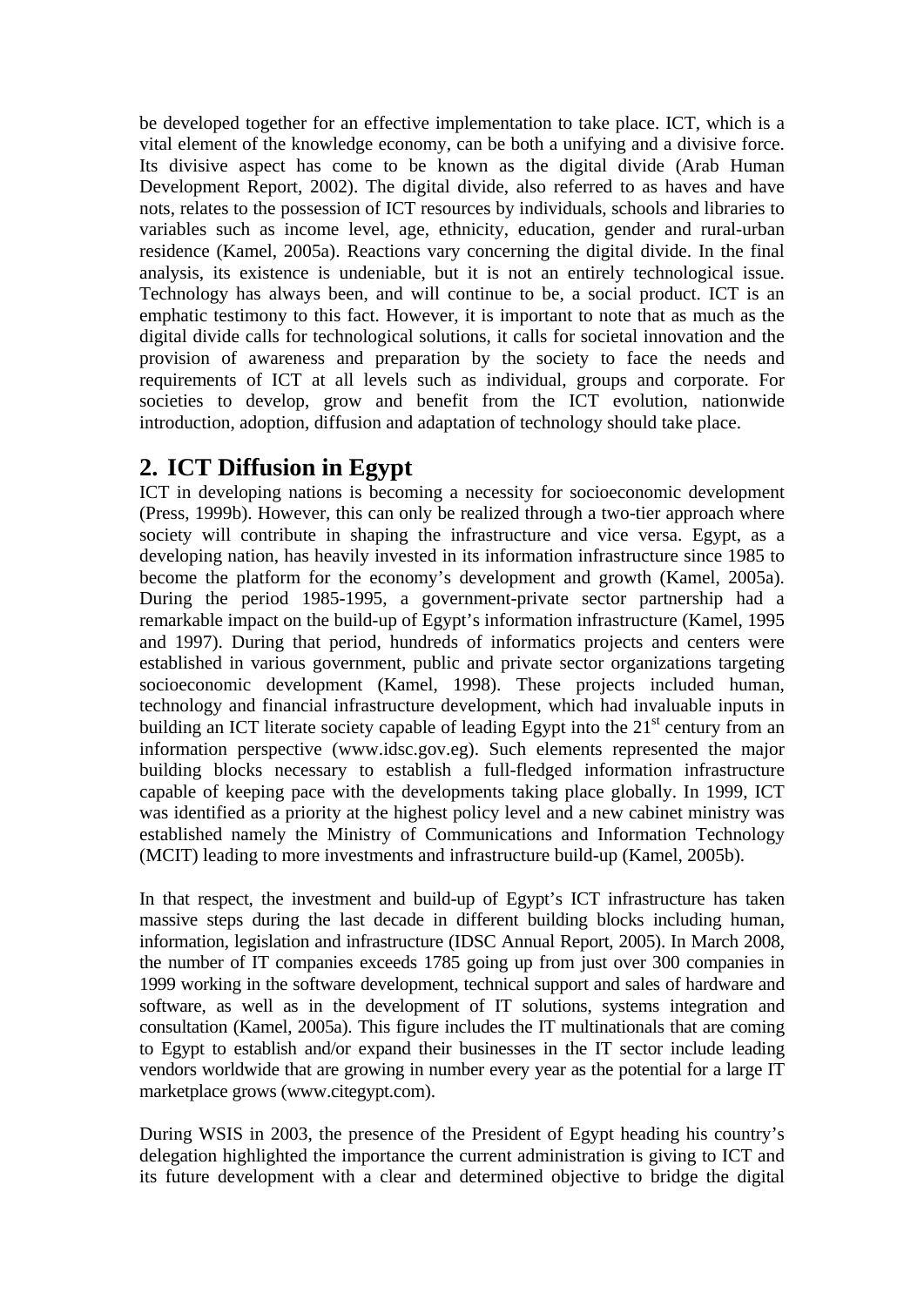be developed together for an effective implementation to take place. ICT, which is a vital element of the knowledge economy, can be both a unifying and a divisive force. Its divisive aspect has come to be known as the digital divide (Arab Human Development Report, 2002). The digital divide, also referred to as haves and have nots, relates to the possession of ICT resources by individuals, schools and libraries to variables such as income level, age, ethnicity, education, gender and rural-urban residence (Kamel, 2005a). Reactions vary concerning the digital divide. In the final analysis, its existence is undeniable, but it is not an entirely technological issue. Technology has always been, and will continue to be, a social product. ICT is an emphatic testimony to this fact. However, it is important to note that as much as the digital divide calls for technological solutions, it calls for societal innovation and the provision of awareness and preparation by the society to face the needs and requirements of ICT at all levels such as individual, groups and corporate. For societies to develop, grow and benefit from the ICT evolution, nationwide introduction, adoption, diffusion and adaptation of technology should take place.

## 2. ICT Diffusion in Egypt

ICT in developing nations is becoming a necessity for socioeconomic development (Press, 1999b). However, this can only be realized through a two-tier approach where society will contribute in shaping the infrastructure and vice versa. Egypt, as a developing nation, has heavily invested in its information infrastructure since 1985 to become the platform for the economy's development and growth (Kamel, 2005a). During the period 1985-1995, a government-private sector partnership had a remarkable impact on the build-up of Egypt's information infrastructure (Kamel, 1995 and 1997). During that period, hundreds of informatics projects and centers were established in various government, public and private sector organizations targeting socioeconomic development (Kamel, 1998). These projects included human, technology and financial infrastructure development, which had invaluable inputs in building an ICT literate society capable of leading Egypt into the 21st century from an information perspective (www.idsc.gov.eg). Such elements represented the major building blocks necessary to establish a full-fledged information infrastructure capable of keeping pace with the developments taking place globally. In 1999, ICT was identified as a priority at the highest policy level and a new cabinet ministry was established namely the Ministry of Communications and Information Technology (MCIT) leading to more investments and infrastructure build-up (Kamel, 2005b).

In that respect, the investment and build-up of Egypt's ICT infrastructure has taken massive steps during the last decade in different building blocks including human, information, legislation and infrastructure (IDSC Annual Report, 2005). In March 2008, the number of IT companies exceeds 1785 going up from just over 300 companies in 1999 working in the software development, technical support and sales of hardware and software, as well as in the development of IT solutions, systems integration and consultation (Kamel, 2005a). This figure includes the IT multinationals that are coming to Egypt to establish and/or expand their businesses in the IT sector include leading vendors worldwide that are growing in number every year as the potential for a large IT marketplace grows (www.citegypt.com).

During WSIS in 2003, the presence of the President of Egypt heading his country's delegation highlighted the importance the current administration is giving to ICT and its future development with a clear and determined objective to bridge the digital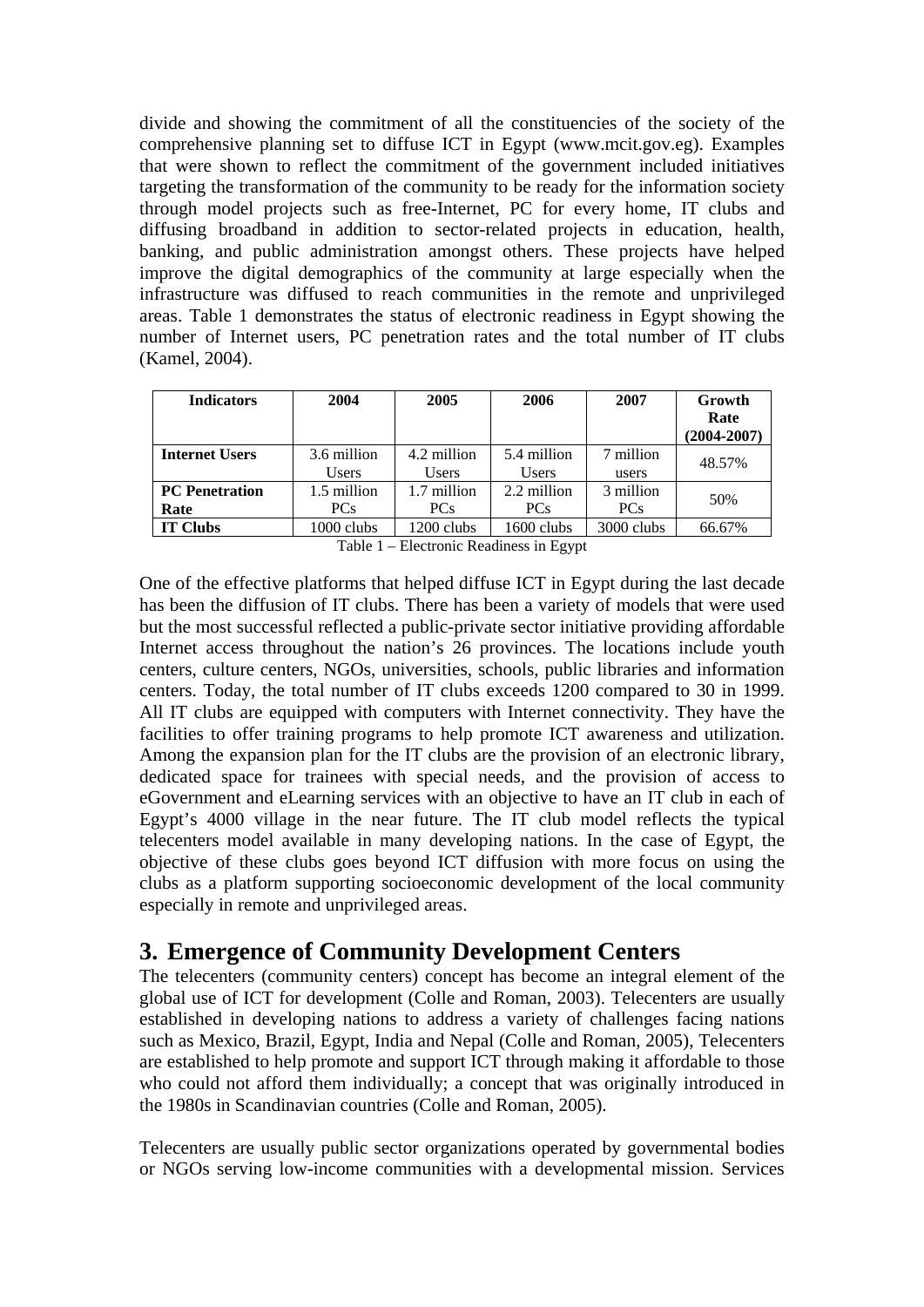divide and showing the commitment of all the constituencies of the society of the comprehensive planning set to diffuse ICT in Egypt (www.mcit.gov.eg). Examples that were shown to reflect the commitment of the government included initiatives targeting the transformation of the community to be ready for the information society through model projects such as free-Internet, PC for every home, IT clubs and diffusing broadband in addition to sector-related projects in education, health, banking, and public administration amongst others. These projects have helped improve the digital demographics of the community at large especially when the infrastructure was diffused to reach communities in the remote and unprivileged areas. Table 1 demonstrates the status of electronic readiness in Egypt showing the number of Internet users, PC penetration rates and the total number of IT clubs (Kamel, 2004).

| Indicators | 2004 | 2005 | 2006 | 2007 | Growth Rate (2004-2007) |
| --- | --- | --- | --- | --- | --- |
| **Internet Users** | 3.6 million Users | 4.2 million Users | 5.4 million Users | 7 million users | 48.57% |
| **PC Penetration Rate** | 1.5 million PCs | 1.7 million PCs | 2.2 million PCs | 3 million PCs | 50% |
| **IT Clubs** | 1000 clubs | 1200 clubs | 1600 clubs | 3000 clubs | 66.67% |

Table 1 – Electronic Readiness in Egypt

One of the effective platforms that helped diffuse ICT in Egypt during the last decade has been the diffusion of IT clubs. There has been a variety of models that were used but the most successful reflected a public-private sector initiative providing affordable Internet access throughout the nation's 26 provinces. The locations include youth centers, culture centers, NGOs, universities, schools, public libraries and information centers. Today, the total number of IT clubs exceeds 1200 compared to 30 in 1999. All IT clubs are equipped with computers with Internet connectivity. They have the facilities to offer training programs to help promote ICT awareness and utilization. Among the expansion plan for the IT clubs are the provision of an electronic library, dedicated space for trainees with special needs, and the provision of access to eGovernment and eLearning services with an objective to have an IT club in each of Egypt's 4000 village in the near future. The IT club model reflects the typical telecenters model available in many developing nations. In the case of Egypt, the objective of these clubs goes beyond ICT diffusion with more focus on using the clubs as a platform supporting socioeconomic development of the local community especially in remote and unprivileged areas.

## 3. Emergence of Community Development Centers

The telecenters (community centers) concept has become an integral element of the global use of ICT for development (Colle and Roman, 2003). Telecenters are usually established in developing nations to address a variety of challenges facing nations such as Mexico, Brazil, Egypt, India and Nepal (Colle and Roman, 2005), Telecenters are established to help promote and support ICT through making it affordable to those who could not afford them individually; a concept that was originally introduced in the 1980s in Scandinavian countries (Colle and Roman, 2005).

Telecenters are usually public sector organizations operated by governmental bodies or NGOs serving low-income communities with a developmental mission. Services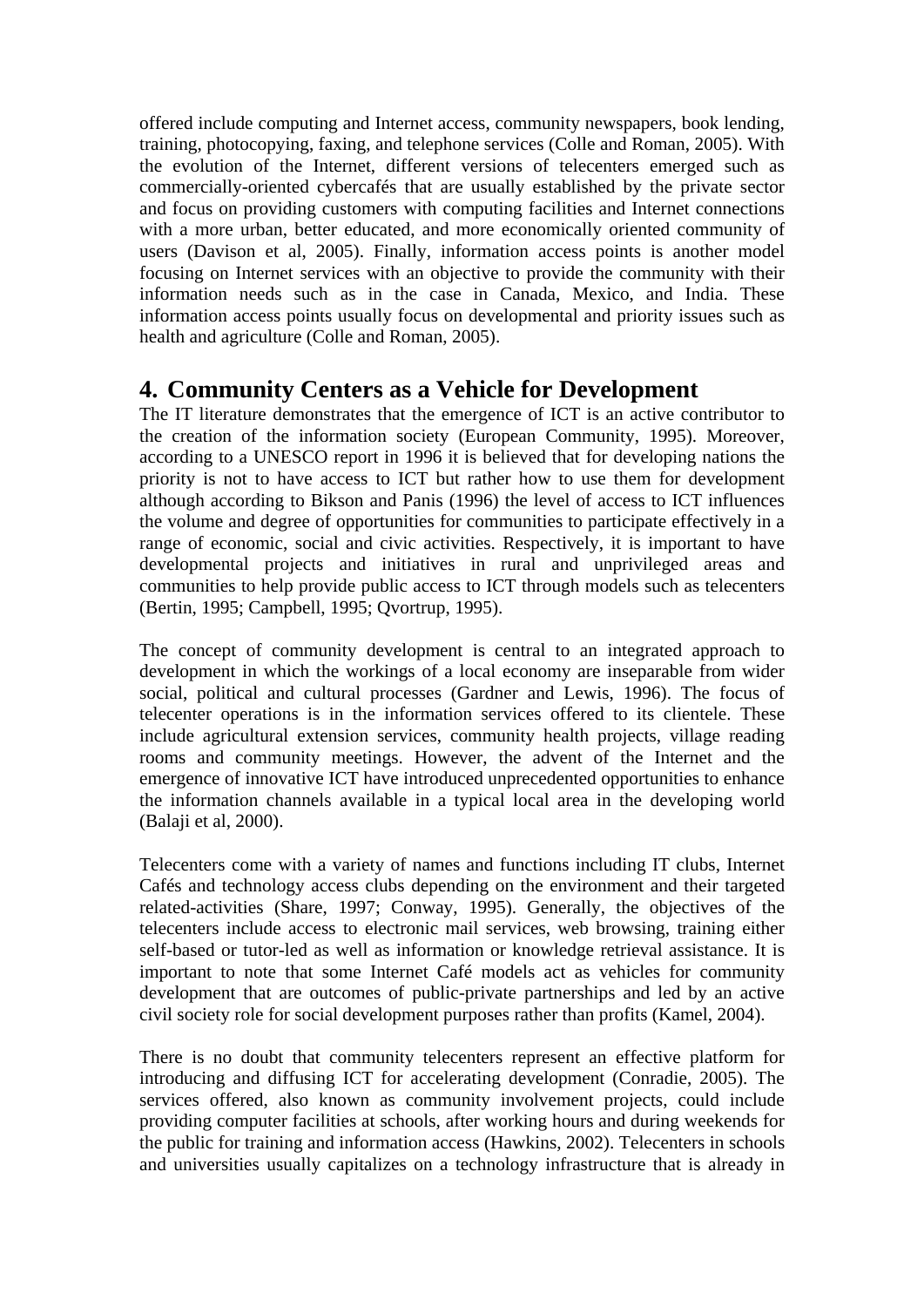offered include computing and Internet access, community newspapers, book lending, training, photocopying, faxing, and telephone services (Colle and Roman, 2005). With the evolution of the Internet, different versions of telecenters emerged such as commercially-oriented cybercafés that are usually established by the private sector and focus on providing customers with computing facilities and Internet connections with a more urban, better educated, and more economically oriented community of users (Davison et al, 2005). Finally, information access points is another model focusing on Internet services with an objective to provide the community with their information needs such as in the case in Canada, Mexico, and India. These information access points usually focus on developmental and priority issues such as health and agriculture (Colle and Roman, 2005).

## 4. Community Centers as a Vehicle for Development

The IT literature demonstrates that the emergence of ICT is an active contributor to the creation of the information society (European Community, 1995). Moreover, according to a UNESCO report in 1996 it is believed that for developing nations the priority is not to have access to ICT but rather how to use them for development although according to Bikson and Panis (1996) the level of access to ICT influences the volume and degree of opportunities for communities to participate effectively in a range of economic, social and civic activities. Respectively, it is important to have developmental projects and initiatives in rural and unprivileged areas and communities to help provide public access to ICT through models such as telecenters (Bertin, 1995; Campbell, 1995; Qvortrup, 1995).

The concept of community development is central to an integrated approach to development in which the workings of a local economy are inseparable from wider social, political and cultural processes (Gardner and Lewis, 1996). The focus of telecenter operations is in the information services offered to its clientele. These include agricultural extension services, community health projects, village reading rooms and community meetings. However, the advent of the Internet and the emergence of innovative ICT have introduced unprecedented opportunities to enhance the information channels available in a typical local area in the developing world (Balaji et al, 2000).

Telecenters come with a variety of names and functions including IT clubs, Internet Cafés and technology access clubs depending on the environment and their targeted related-activities (Share, 1997; Conway, 1995). Generally, the objectives of the telecenters include access to electronic mail services, web browsing, training either self-based or tutor-led as well as information or knowledge retrieval assistance. It is important to note that some Internet Café models act as vehicles for community development that are outcomes of public-private partnerships and led by an active civil society role for social development purposes rather than profits (Kamel, 2004).

There is no doubt that community telecenters represent an effective platform for introducing and diffusing ICT for accelerating development (Conradie, 2005). The services offered, also known as community involvement projects, could include providing computer facilities at schools, after working hours and during weekends for the public for training and information access (Hawkins, 2002). Telecenters in schools and universities usually capitalizes on a technology infrastructure that is already in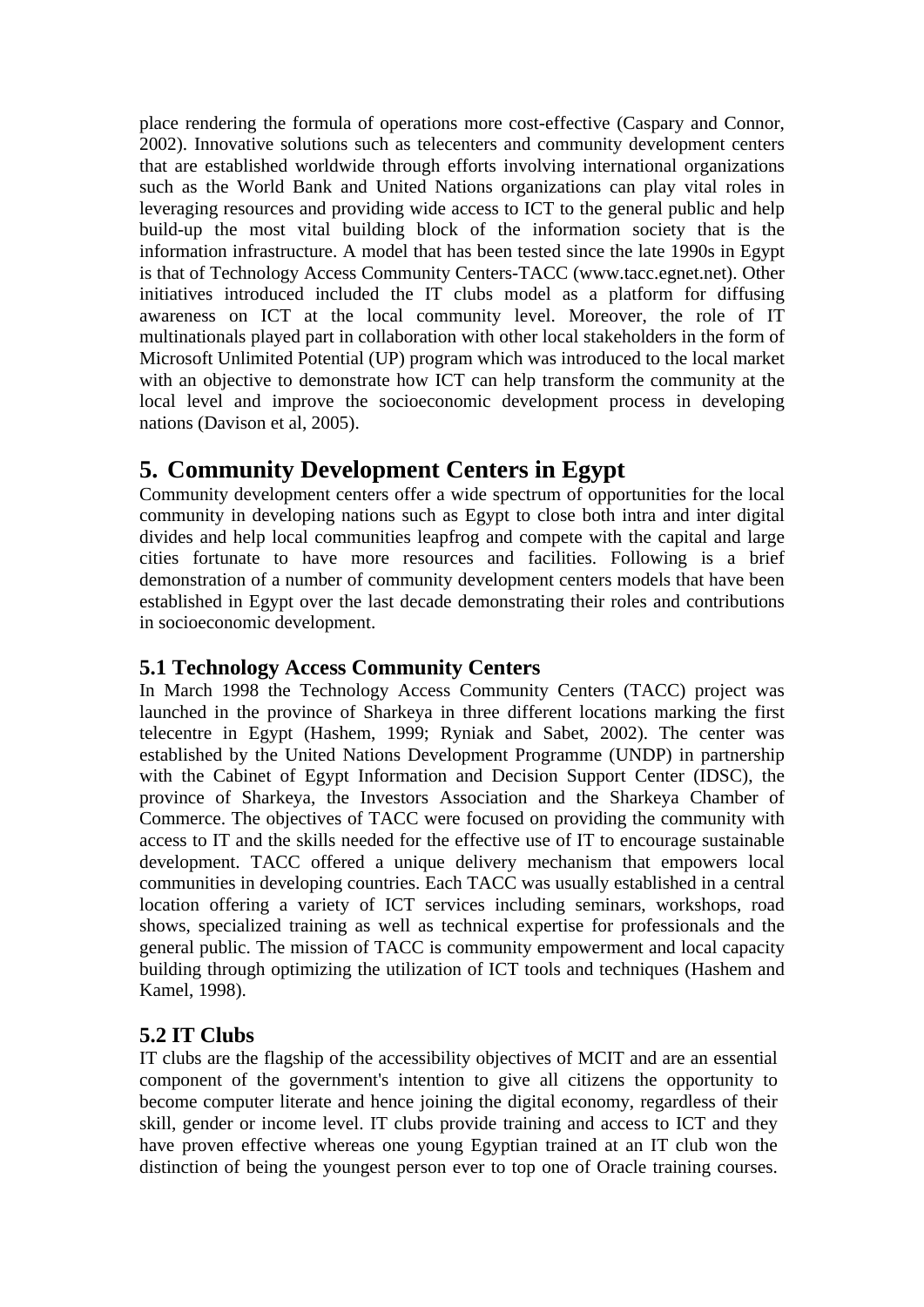place rendering the formula of operations more cost-effective (Caspary and Connor, 2002). Innovative solutions such as telecenters and community development centers that are established worldwide through efforts involving international organizations such as the World Bank and United Nations organizations can play vital roles in leveraging resources and providing wide access to ICT to the general public and help build-up the most vital building block of the information society that is the information infrastructure. A model that has been tested since the late 1990s in Egypt is that of Technology Access Community Centers-TACC (www.tacc.egnet.net). Other initiatives introduced included the IT clubs model as a platform for diffusing awareness on ICT at the local community level. Moreover, the role of IT multinationals played part in collaboration with other local stakeholders in the form of Microsoft Unlimited Potential (UP) program which was introduced to the local market with an objective to demonstrate how ICT can help transform the community at the local level and improve the socioeconomic development process in developing nations (Davison et al, 2005).

# 5. Community Development Centers in Egypt

Community development centers offer a wide spectrum of opportunities for the local community in developing nations such as Egypt to close both intra and inter digital divides and help local communities leapfrog and compete with the capital and large cities fortunate to have more resources and facilities. Following is a brief demonstration of a number of community development centers models that have been established in Egypt over the last decade demonstrating their roles and contributions in socioeconomic development.

## 5.1 Technology Access Community Centers

In March 1998 the Technology Access Community Centers (TACC) project was launched in the province of Sharkeya in three different locations marking the first telecentre in Egypt (Hashem, 1999; Ryniak and Sabet, 2002). The center was established by the United Nations Development Programme (UNDP) in partnership with the Cabinet of Egypt Information and Decision Support Center (IDSC), the province of Sharkeya, the Investors Association and the Sharkeya Chamber of Commerce. The objectives of TACC were focused on providing the community with access to IT and the skills needed for the effective use of IT to encourage sustainable development. TACC offered a unique delivery mechanism that empowers local communities in developing countries. Each TACC was usually established in a central location offering a variety of ICT services including seminars, workshops, road shows, specialized training as well as technical expertise for professionals and the general public. The mission of TACC is community empowerment and local capacity building through optimizing the utilization of ICT tools and techniques (Hashem and Kamel, 1998).

## 5.2 IT Clubs

IT clubs are the flagship of the accessibility objectives of MCIT and are an essential component of the government's intention to give all citizens the opportunity to become computer literate and hence joining the digital economy, regardless of their skill, gender or income level. IT clubs provide training and access to ICT and they have proven effective whereas one young Egyptian trained at an IT club won the distinction of being the youngest person ever to top one of Oracle training courses.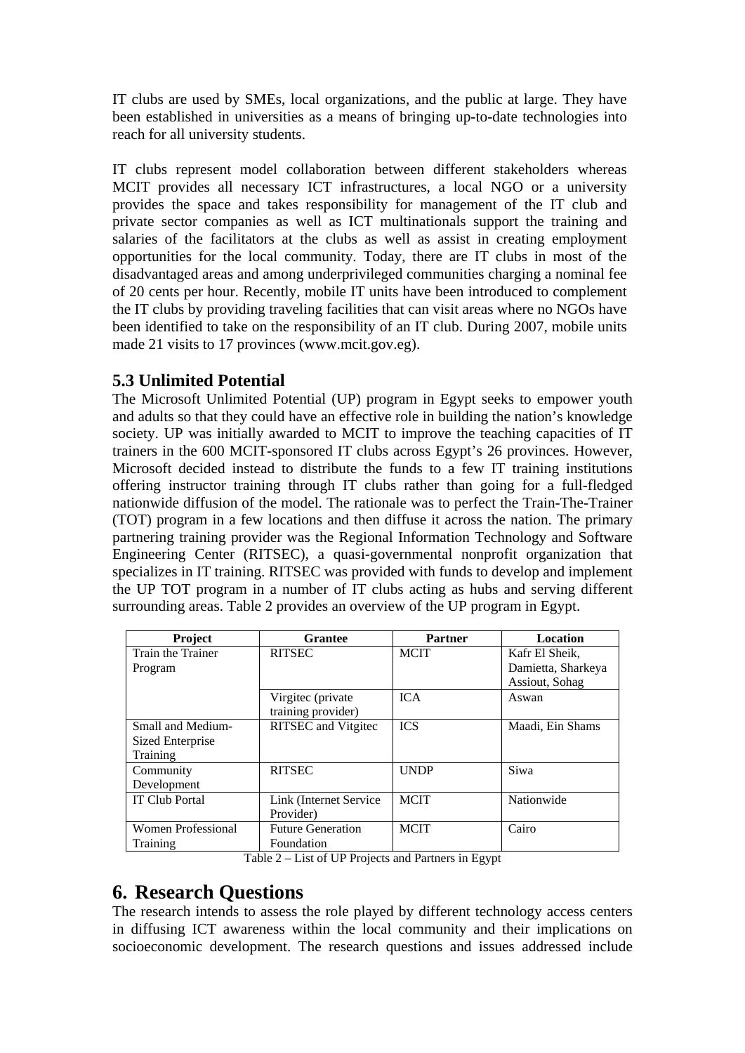IT clubs are used by SMEs, local organizations, and the public at large. They have been established in universities as a means of bringing up-to-date technologies into reach for all university students.

IT clubs represent model collaboration between different stakeholders whereas MCIT provides all necessary ICT infrastructures, a local NGO or a university provides the space and takes responsibility for management of the IT club and private sector companies as well as ICT multinationals support the training and salaries of the facilitators at the clubs as well as assist in creating employment opportunities for the local community. Today, there are IT clubs in most of the disadvantaged areas and among underprivileged communities charging a nominal fee of 20 cents per hour. Recently, mobile IT units have been introduced to complement the IT clubs by providing traveling facilities that can visit areas where no NGOs have been identified to take on the responsibility of an IT club. During 2007, mobile units made 21 visits to 17 provinces (www.mcit.gov.eg).

### 5.3 Unlimited Potential

The Microsoft Unlimited Potential (UP) program in Egypt seeks to empower youth and adults so that they could have an effective role in building the nation's knowledge society. UP was initially awarded to MCIT to improve the teaching capacities of IT trainers in the 600 MCIT-sponsored IT clubs across Egypt's 26 provinces. However, Microsoft decided instead to distribute the funds to a few IT training institutions offering instructor training through IT clubs rather than going for a full-fledged nationwide diffusion of the model. The rationale was to perfect the Train-The-Trainer (TOT) program in a few locations and then diffuse it across the nation. The primary partnering training provider was the Regional Information Technology and Software Engineering Center (RITSEC), a quasi-governmental nonprofit organization that specializes in IT training. RITSEC was provided with funds to develop and implement the UP TOT program in a number of IT clubs acting as hubs and serving different surrounding areas. Table 2 provides an overview of the UP program in Egypt.

| Project | Grantee | Partner | Location |
|---|---|---|---|
| Train the Trainer Program | RITSEC | MCIT | Kafr El Sheik, Damietta, Sharkeya Assiout, Sohag |
| | Virgitec (private training provider) | ICA | Aswan |
| Small and Medium-Sized Enterprise Training | RITSEC and Vitgitec | ICS | Maadi, Ein Shams |
| Community Development | RITSEC | UNDP | Siwa |
| IT Club Portal | Link (Internet Service Provider) | MCIT | Nationwide |
| Women Professional Training | Future Generation Foundation | MCIT | Cairo |

Table 2 – List of UP Projects and Partners in Egypt

## 6. Research Questions

The research intends to assess the role played by different technology access centers in diffusing ICT awareness within the local community and their implications on socioeconomic development. The research questions and issues addressed include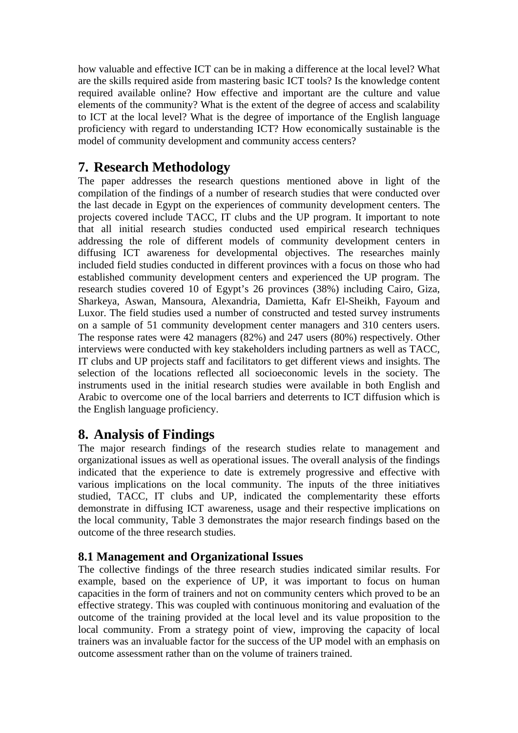how valuable and effective ICT can be in making a difference at the local level? What are the skills required aside from mastering basic ICT tools? Is the knowledge content required available online? How effective and important are the culture and value elements of the community? What is the extent of the degree of access and scalability to ICT at the local level? What is the degree of importance of the English language proficiency with regard to understanding ICT? How economically sustainable is the model of community development and community access centers?

## 7. Research Methodology

The paper addresses the research questions mentioned above in light of the compilation of the findings of a number of research studies that were conducted over the last decade in Egypt on the experiences of community development centers. The projects covered include TACC, IT clubs and the UP program. It important to note that all initial research studies conducted used empirical research techniques addressing the role of different models of community development centers in diffusing ICT awareness for developmental objectives. The researches mainly included field studies conducted in different provinces with a focus on those who had established community development centers and experienced the UP program. The research studies covered 10 of Egypt's 26 provinces (38%) including Cairo, Giza, Sharkeya, Aswan, Mansoura, Alexandria, Damietta, Kafr El-Sheikh, Fayoum and Luxor. The field studies used a number of constructed and tested survey instruments on a sample of 51 community development center managers and 310 centers users. The response rates were 42 managers (82%) and 247 users (80%) respectively. Other interviews were conducted with key stakeholders including partners as well as TACC, IT clubs and UP projects staff and facilitators to get different views and insights. The selection of the locations reflected all socioeconomic levels in the society. The instruments used in the initial research studies were available in both English and Arabic to overcome one of the local barriers and deterrents to ICT diffusion which is the English language proficiency.

## 8. Analysis of Findings

The major research findings of the research studies relate to management and organizational issues as well as operational issues. The overall analysis of the findings indicated that the experience to date is extremely progressive and effective with various implications on the local community. The inputs of the three initiatives studied, TACC, IT clubs and UP, indicated the complementarity these efforts demonstrate in diffusing ICT awareness, usage and their respective implications on the local community, Table 3 demonstrates the major research findings based on the outcome of the three research studies.

### 8.1 Management and Organizational Issues

The collective findings of the three research studies indicated similar results. For example, based on the experience of UP, it was important to focus on human capacities in the form of trainers and not on community centers which proved to be an effective strategy. This was coupled with continuous monitoring and evaluation of the outcome of the training provided at the local level and its value proposition to the local community. From a strategy point of view, improving the capacity of local trainers was an invaluable factor for the success of the UP model with an emphasis on outcome assessment rather than on the volume of trainers trained.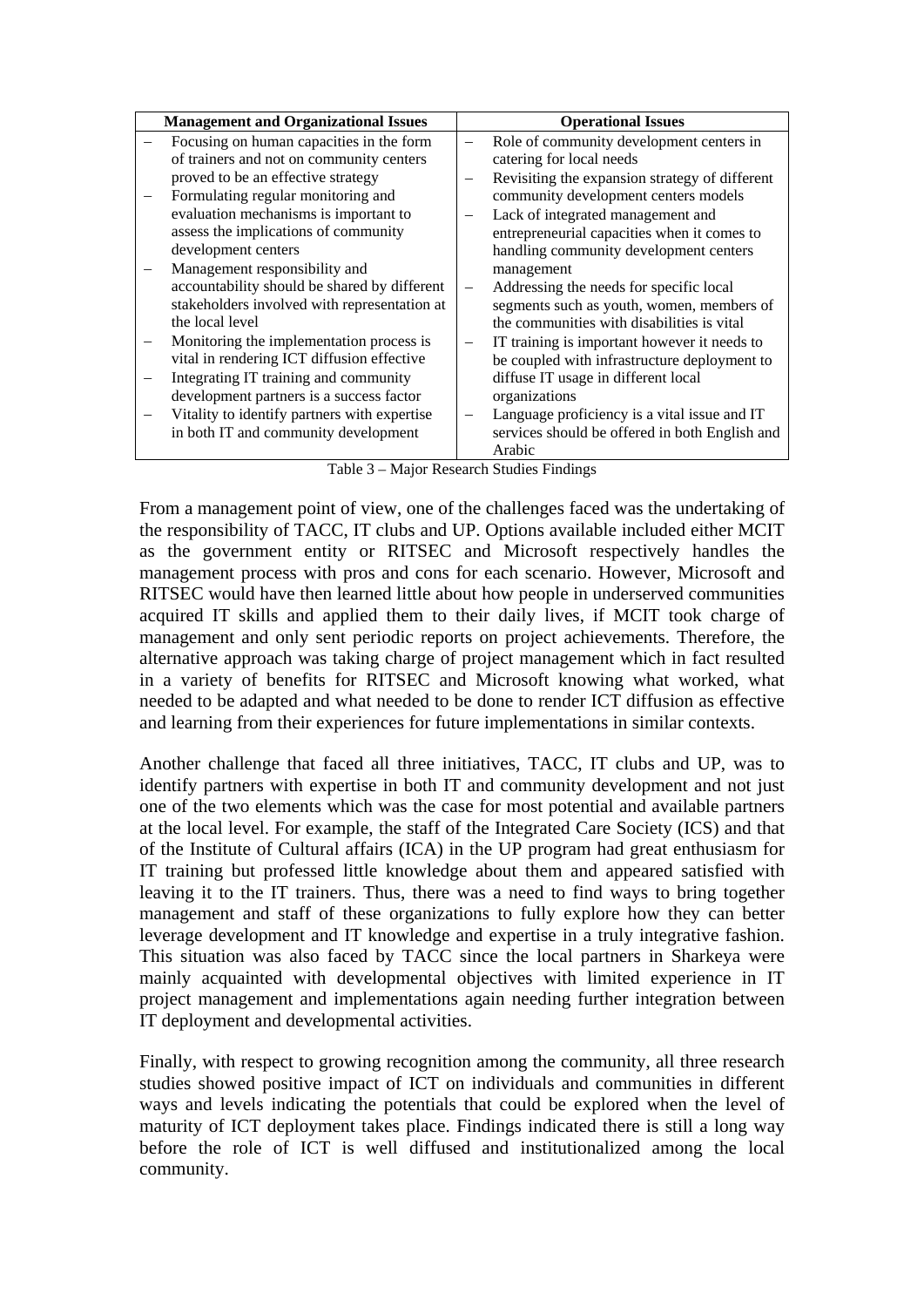| Management and Organizational Issues | Operational Issues |
| --- | --- |
| – Focusing on human capacities in the form of trainers and not on community centers proved to be an effective strategy<br>– Formulating regular monitoring and evaluation mechanisms is important to assess the implications of community development centers<br>– Management responsibility and accountability should be shared by different stakeholders involved with representation at the local level<br>– Monitoring the implementation process is vital in rendering ICT diffusion effective<br>– Integrating IT training and community development partners is a success factor<br>– Vitality to identify partners with expertise in both IT and community development | – Role of community development centers in catering for local needs<br>– Revisiting the expansion strategy of different community development centers models<br>– Lack of integrated management and entrepreneurial capacities when it comes to handling community development centers management<br>– Addressing the needs for specific local segments such as youth, women, members of the communities with disabilities is vital<br>– IT training is important however it needs to be coupled with infrastructure deployment to diffuse IT usage in different local organizations<br>– Language proficiency is a vital issue and IT services should be offered in both English and Arabic |

Table 3 – Major Research Studies Findings

From a management point of view, one of the challenges faced was the undertaking of the responsibility of TACC, IT clubs and UP. Options available included either MCIT as the government entity or RITSEC and Microsoft respectively handles the management process with pros and cons for each scenario. However, Microsoft and RITSEC would have then learned little about how people in underserved communities acquired IT skills and applied them to their daily lives, if MCIT took charge of management and only sent periodic reports on project achievements. Therefore, the alternative approach was taking charge of project management which in fact resulted in a variety of benefits for RITSEC and Microsoft knowing what worked, what needed to be adapted and what needed to be done to render ICT diffusion as effective and learning from their experiences for future implementations in similar contexts.

Another challenge that faced all three initiatives, TACC, IT clubs and UP, was to identify partners with expertise in both IT and community development and not just one of the two elements which was the case for most potential and available partners at the local level. For example, the staff of the Integrated Care Society (ICS) and that of the Institute of Cultural affairs (ICA) in the UP program had great enthusiasm for IT training but professed little knowledge about them and appeared satisfied with leaving it to the IT trainers. Thus, there was a need to find ways to bring together management and staff of these organizations to fully explore how they can better leverage development and IT knowledge and expertise in a truly integrative fashion. This situation was also faced by TACC since the local partners in Sharkeya were mainly acquainted with developmental objectives with limited experience in IT project management and implementations again needing further integration between IT deployment and developmental activities.

Finally, with respect to growing recognition among the community, all three research studies showed positive impact of ICT on individuals and communities in different ways and levels indicating the potentials that could be explored when the level of maturity of ICT deployment takes place. Findings indicated there is still a long way before the role of ICT is well diffused and institutionalized among the local community.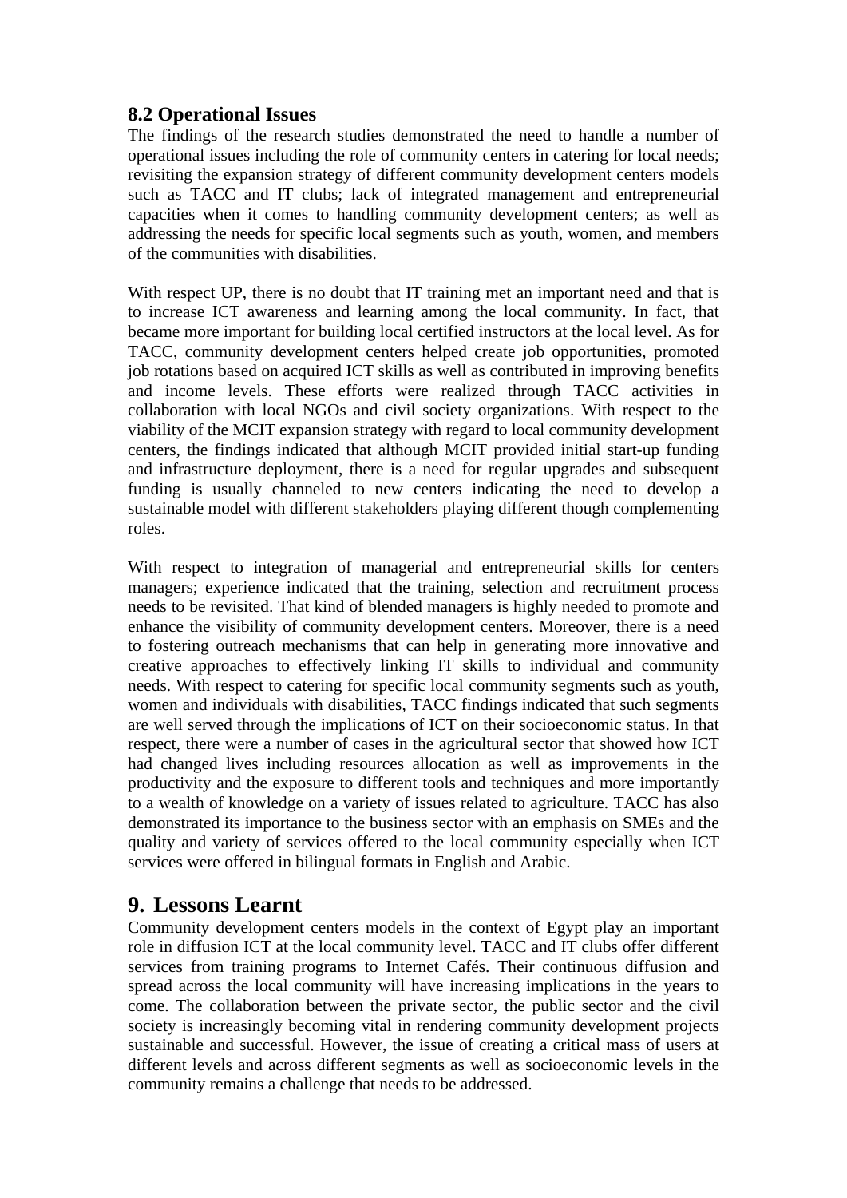### 8.2 Operational Issues

The findings of the research studies demonstrated the need to handle a number of operational issues including the role of community centers in catering for local needs; revisiting the expansion strategy of different community development centers models such as TACC and IT clubs; lack of integrated management and entrepreneurial capacities when it comes to handling community development centers; as well as addressing the needs for specific local segments such as youth, women, and members of the communities with disabilities.

With respect UP, there is no doubt that IT training met an important need and that is to increase ICT awareness and learning among the local community. In fact, that became more important for building local certified instructors at the local level. As for TACC, community development centers helped create job opportunities, promoted job rotations based on acquired ICT skills as well as contributed in improving benefits and income levels. These efforts were realized through TACC activities in collaboration with local NGOs and civil society organizations. With respect to the viability of the MCIT expansion strategy with regard to local community development centers, the findings indicated that although MCIT provided initial start-up funding and infrastructure deployment, there is a need for regular upgrades and subsequent funding is usually channeled to new centers indicating the need to develop a sustainable model with different stakeholders playing different though complementing roles.

With respect to integration of managerial and entrepreneurial skills for centers managers; experience indicated that the training, selection and recruitment process needs to be revisited. That kind of blended managers is highly needed to promote and enhance the visibility of community development centers. Moreover, there is a need to fostering outreach mechanisms that can help in generating more innovative and creative approaches to effectively linking IT skills to individual and community needs. With respect to catering for specific local community segments such as youth, women and individuals with disabilities, TACC findings indicated that such segments are well served through the implications of ICT on their socioeconomic status. In that respect, there were a number of cases in the agricultural sector that showed how ICT had changed lives including resources allocation as well as improvements in the productivity and the exposure to different tools and techniques and more importantly to a wealth of knowledge on a variety of issues related to agriculture. TACC has also demonstrated its importance to the business sector with an emphasis on SMEs and the quality and variety of services offered to the local community especially when ICT services were offered in bilingual formats in English and Arabic.

## 9. Lessons Learnt

Community development centers models in the context of Egypt play an important role in diffusion ICT at the local community level. TACC and IT clubs offer different services from training programs to Internet Cafés. Their continuous diffusion and spread across the local community will have increasing implications in the years to come. The collaboration between the private sector, the public sector and the civil society is increasingly becoming vital in rendering community development projects sustainable and successful. However, the issue of creating a critical mass of users at different levels and across different segments as well as socioeconomic levels in the community remains a challenge that needs to be addressed.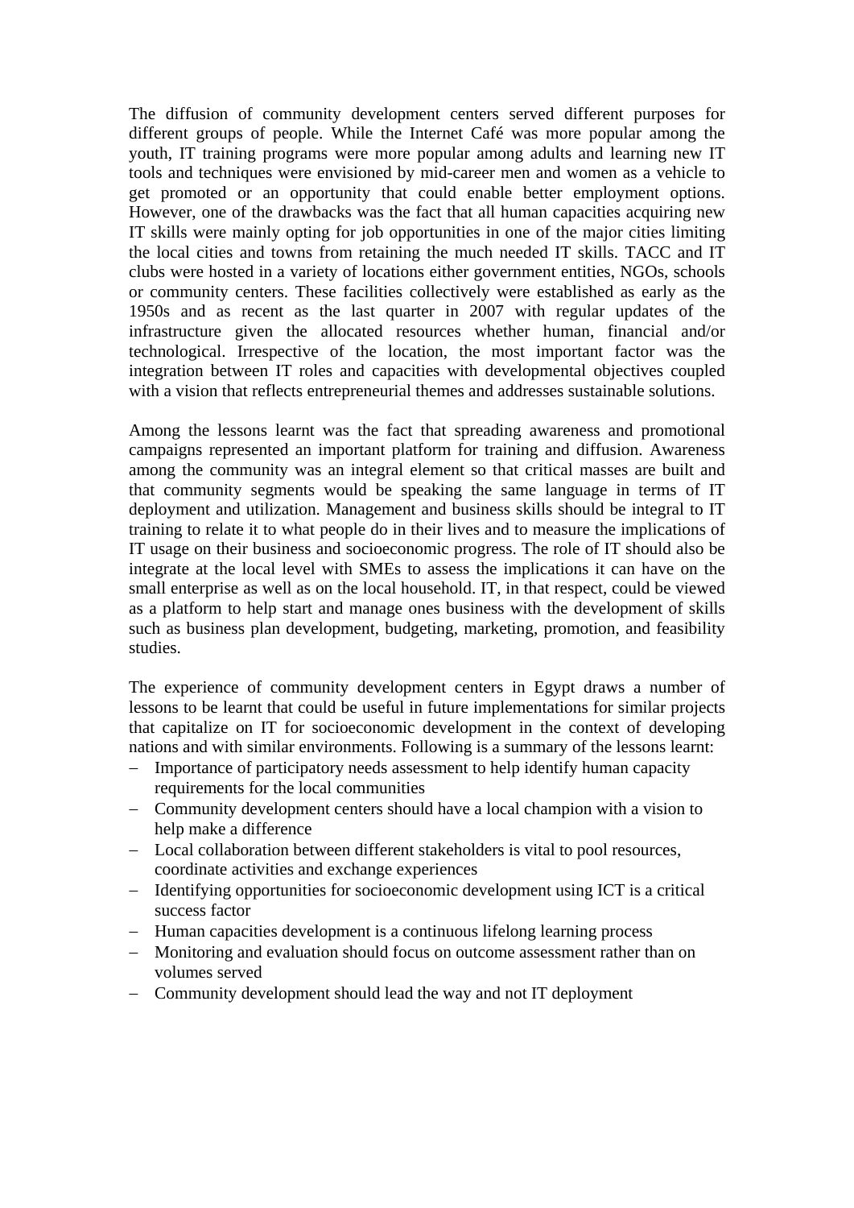The diffusion of community development centers served different purposes for different groups of people. While the Internet Café was more popular among the youth, IT training programs were more popular among adults and learning new IT tools and techniques were envisioned by mid-career men and women as a vehicle to get promoted or an opportunity that could enable better employment options. However, one of the drawbacks was the fact that all human capacities acquiring new IT skills were mainly opting for job opportunities in one of the major cities limiting the local cities and towns from retaining the much needed IT skills. TACC and IT clubs were hosted in a variety of locations either government entities, NGOs, schools or community centers. These facilities collectively were established as early as the 1950s and as recent as the last quarter in 2007 with regular updates of the infrastructure given the allocated resources whether human, financial and/or technological. Irrespective of the location, the most important factor was the integration between IT roles and capacities with developmental objectives coupled with a vision that reflects entrepreneurial themes and addresses sustainable solutions.

Among the lessons learnt was the fact that spreading awareness and promotional campaigns represented an important platform for training and diffusion. Awareness among the community was an integral element so that critical masses are built and that community segments would be speaking the same language in terms of IT deployment and utilization. Management and business skills should be integral to IT training to relate it to what people do in their lives and to measure the implications of IT usage on their business and socioeconomic progress. The role of IT should also be integrate at the local level with SMEs to assess the implications it can have on the small enterprise as well as on the local household. IT, in that respect, could be viewed as a platform to help start and manage ones business with the development of skills such as business plan development, budgeting, marketing, promotion, and feasibility studies.

The experience of community development centers in Egypt draws a number of lessons to be learnt that could be useful in future implementations for similar projects that capitalize on IT for socioeconomic development in the context of developing nations and with similar environments. Following is a summary of the lessons learnt:

- Importance of participatory needs assessment to help identify human capacity requirements for the local communities
- Community development centers should have a local champion with a vision to help make a difference
- Local collaboration between different stakeholders is vital to pool resources, coordinate activities and exchange experiences
- Identifying opportunities for socioeconomic development using ICT is a critical success factor
- Human capacities development is a continuous lifelong learning process
- Monitoring and evaluation should focus on outcome assessment rather than on volumes served
- Community development should lead the way and not IT deployment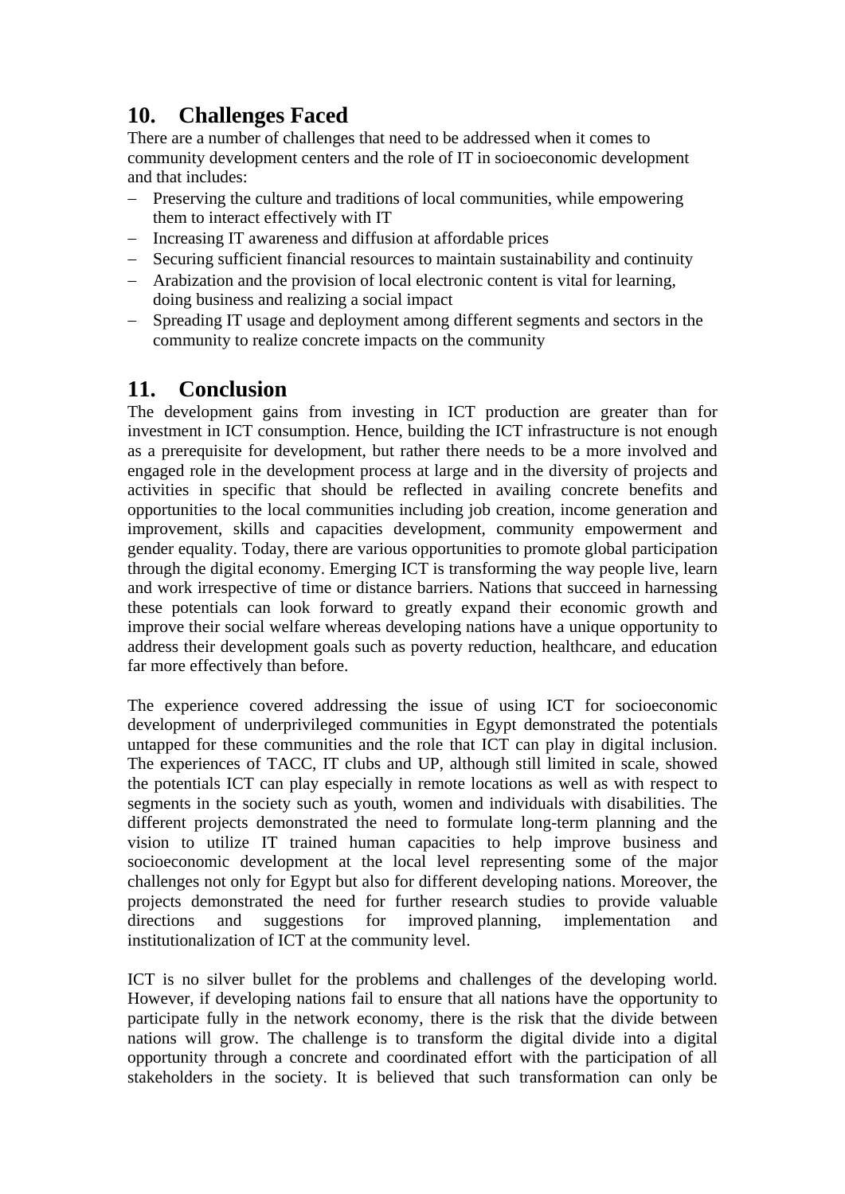## 10. Challenges Faced

There are a number of challenges that need to be addressed when it comes to community development centers and the role of IT in socioeconomic development and that includes:

- Preserving the culture and traditions of local communities, while empowering them to interact effectively with IT
- Increasing IT awareness and diffusion at affordable prices
- Securing sufficient financial resources to maintain sustainability and continuity
- Arabization and the provision of local electronic content is vital for learning, doing business and realizing a social impact
- Spreading IT usage and deployment among different segments and sectors in the community to realize concrete impacts on the community

## 11. Conclusion

The development gains from investing in ICT production are greater than for investment in ICT consumption. Hence, building the ICT infrastructure is not enough as a prerequisite for development, but rather there needs to be a more involved and engaged role in the development process at large and in the diversity of projects and activities in specific that should be reflected in availing concrete benefits and opportunities to the local communities including job creation, income generation and improvement, skills and capacities development, community empowerment and gender equality. Today, there are various opportunities to promote global participation through the digital economy. Emerging ICT is transforming the way people live, learn and work irrespective of time or distance barriers. Nations that succeed in harnessing these potentials can look forward to greatly expand their economic growth and improve their social welfare whereas developing nations have a unique opportunity to address their development goals such as poverty reduction, healthcare, and education far more effectively than before.

The experience covered addressing the issue of using ICT for socioeconomic development of underprivileged communities in Egypt demonstrated the potentials untapped for these communities and the role that ICT can play in digital inclusion. The experiences of TACC, IT clubs and UP, although still limited in scale, showed the potentials ICT can play especially in remote locations as well as with respect to segments in the society such as youth, women and individuals with disabilities. The different projects demonstrated the need to formulate long-term planning and the vision to utilize IT trained human capacities to help improve business and socioeconomic development at the local level representing some of the major challenges not only for Egypt but also for different developing nations. Moreover, the projects demonstrated the need for further research studies to provide valuable directions and suggestions for improved planning, implementation and institutionalization of ICT at the community level.

ICT is no silver bullet for the problems and challenges of the developing world. However, if developing nations fail to ensure that all nations have the opportunity to participate fully in the network economy, there is the risk that the divide between nations will grow. The challenge is to transform the digital divide into a digital opportunity through a concrete and coordinated effort with the participation of all stakeholders in the society. It is believed that such transformation can only be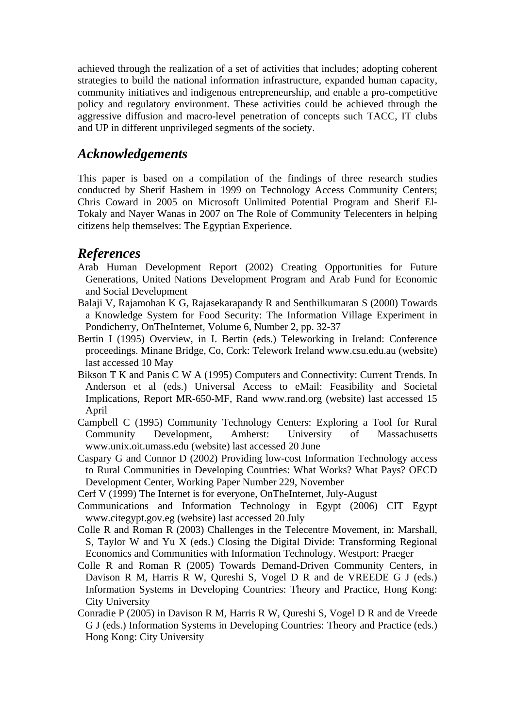achieved through the realization of a set of activities that includes; adopting coherent strategies to build the national information infrastructure, expanded human capacity, community initiatives and indigenous entrepreneurship, and enable a pro-competitive policy and regulatory environment. These activities could be achieved through the aggressive diffusion and macro-level penetration of concepts such TACC, IT clubs and UP in different unprivileged segments of the society.

## *Acknowledgements*

This paper is based on a compilation of the findings of three research studies conducted by Sherif Hashem in 1999 on Technology Access Community Centers; Chris Coward in 2005 on Microsoft Unlimited Potential Program and Sherif El-Tokaly and Nayer Wanas in 2007 on The Role of Community Telecenters in helping citizens help themselves: The Egyptian Experience.

## *References*

Arab Human Development Report (2002) Creating Opportunities for Future Generations, United Nations Development Program and Arab Fund for Economic and Social Development

Balaji V, Rajamohan K G, Rajasekarapandy R and Senthilkumaran S (2000) Towards a Knowledge System for Food Security: The Information Village Experiment in Pondicherry, OnTheInternet, Volume 6, Number 2, pp. 32-37

Bertin I (1995) Overview, in I. Bertin (eds.) Teleworking in Ireland: Conference proceedings. Minane Bridge, Co, Cork: Telework Ireland www.csu.edu.au (website) last accessed 10 May

Bikson T K and Panis C W A (1995) Computers and Connectivity: Current Trends. In Anderson et al (eds.) Universal Access to eMail: Feasibility and Societal Implications, Report MR-650-MF, Rand www.rand.org (website) last accessed 15 April

Campbell C (1995) Community Technology Centers: Exploring a Tool for Rural Community Development, Amherst: University of Massachusetts www.unix.oit.umass.edu (website) last accessed 20 June

Caspary G and Connor D (2002) Providing low-cost Information Technology access to Rural Communities in Developing Countries: What Works? What Pays? OECD Development Center, Working Paper Number 229, November

Cerf V (1999) The Internet is for everyone, OnTheInternet, July-August

Communications and Information Technology in Egypt (2006) CIT Egypt www.citegypt.gov.eg (website) last accessed 20 July

Colle R and Roman R (2003) Challenges in the Telecentre Movement, in: Marshall, S, Taylor W and Yu X (eds.) Closing the Digital Divide: Transforming Regional Economics and Communities with Information Technology. Westport: Praeger

Colle R and Roman R (2005) Towards Demand-Driven Community Centers, in Davison R M, Harris R W, Qureshi S, Vogel D R and de VREEDE G J (eds.) Information Systems in Developing Countries: Theory and Practice, Hong Kong: City University

Conradie P (2005) in Davison R M, Harris R W, Qureshi S, Vogel D R and de Vreede G J (eds.) Information Systems in Developing Countries: Theory and Practice (eds.) Hong Kong: City University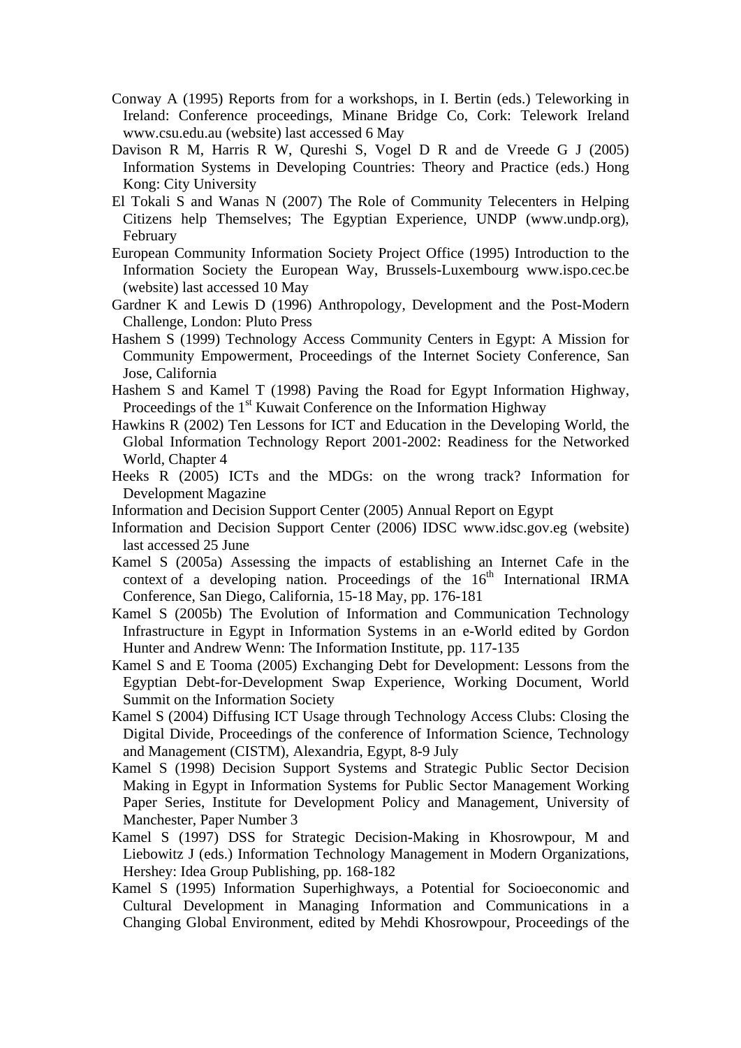Conway A (1995) Reports from for a workshops, in I. Bertin (eds.) Teleworking in Ireland: Conference proceedings, Minane Bridge Co, Cork: Telework Ireland www.csu.edu.au (website) last accessed 6 May

Davison R M, Harris R W, Qureshi S, Vogel D R and de Vreede G J (2005) Information Systems in Developing Countries: Theory and Practice (eds.) Hong Kong: City University

El Tokali S and Wanas N (2007) The Role of Community Telecenters in Helping Citizens help Themselves; The Egyptian Experience, UNDP (www.undp.org), February

European Community Information Society Project Office (1995) Introduction to the Information Society the European Way, Brussels-Luxembourg www.ispo.cec.be (website) last accessed 10 May

Gardner K and Lewis D (1996) Anthropology, Development and the Post-Modern Challenge, London: Pluto Press

Hashem S (1999) Technology Access Community Centers in Egypt: A Mission for Community Empowerment, Proceedings of the Internet Society Conference, San Jose, California

Hashem S and Kamel T (1998) Paving the Road for Egypt Information Highway, Proceedings of the 1st Kuwait Conference on the Information Highway

Hawkins R (2002) Ten Lessons for ICT and Education in the Developing World, the Global Information Technology Report 2001-2002: Readiness for the Networked World, Chapter 4

Heeks R (2005) ICTs and the MDGs: on the wrong track? Information for Development Magazine

Information and Decision Support Center (2005) Annual Report on Egypt

Information and Decision Support Center (2006) IDSC www.idsc.gov.eg (website) last accessed 25 June

Kamel S (2005a) Assessing the impacts of establishing an Internet Cafe in the context of a developing nation. Proceedings of the 16th International IRMA Conference, San Diego, California, 15-18 May, pp. 176-181

Kamel S (2005b) The Evolution of Information and Communication Technology Infrastructure in Egypt in Information Systems in an e-World edited by Gordon Hunter and Andrew Wenn: The Information Institute, pp. 117-135

Kamel S and E Tooma (2005) Exchanging Debt for Development: Lessons from the Egyptian Debt-for-Development Swap Experience, Working Document, World Summit on the Information Society

Kamel S (2004) Diffusing ICT Usage through Technology Access Clubs: Closing the Digital Divide, Proceedings of the conference of Information Science, Technology and Management (CISTM), Alexandria, Egypt, 8-9 July

Kamel S (1998) Decision Support Systems and Strategic Public Sector Decision Making in Egypt in Information Systems for Public Sector Management Working Paper Series, Institute for Development Policy and Management, University of Manchester, Paper Number 3

Kamel S (1997) DSS for Strategic Decision-Making in Khosrowpour, M and Liebowitz J (eds.) Information Technology Management in Modern Organizations, Hershey: Idea Group Publishing, pp. 168-182

Kamel S (1995) Information Superhighways, a Potential for Socioeconomic and Cultural Development in Managing Information and Communications in a Changing Global Environment, edited by Mehdi Khosrowpour, Proceedings of the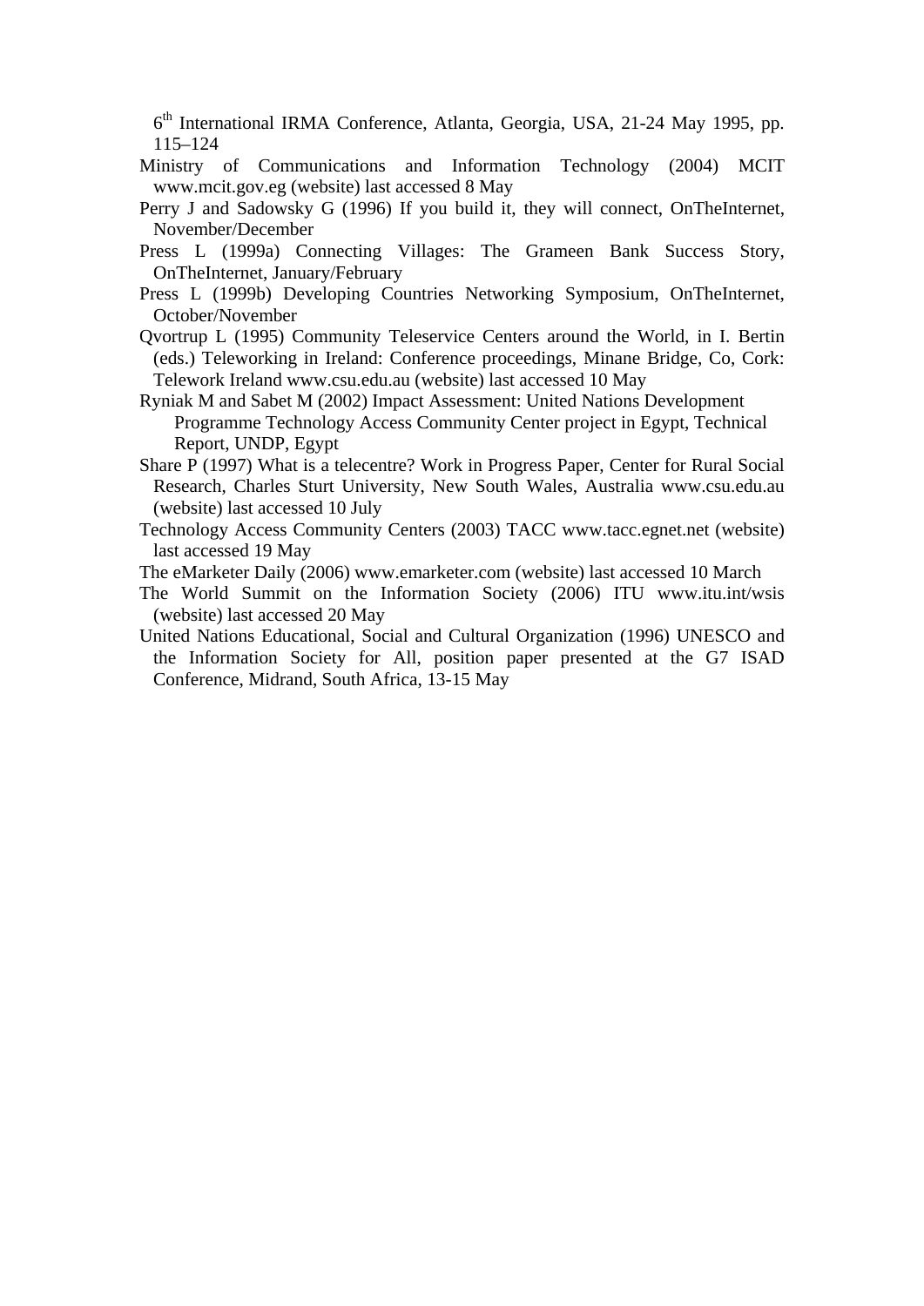6th International IRMA Conference, Atlanta, Georgia, USA, 21-24 May 1995, pp. 115–124

Ministry of Communications and Information Technology (2004) MCIT www.mcit.gov.eg (website) last accessed 8 May

Perry J and Sadowsky G (1996) If you build it, they will connect, OnTheInternet, November/December

Press L (1999a) Connecting Villages: The Grameen Bank Success Story, OnTheInternet, January/February

Press L (1999b) Developing Countries Networking Symposium, OnTheInternet, October/November

Qvortrup L (1995) Community Teleservice Centers around the World, in I. Bertin (eds.) Teleworking in Ireland: Conference proceedings, Minane Bridge, Co, Cork: Telework Ireland www.csu.edu.au (website) last accessed 10 May

Ryniak M and Sabet M (2002) Impact Assessment: United Nations Development Programme Technology Access Community Center project in Egypt, Technical Report, UNDP, Egypt

Share P (1997) What is a telecentre? Work in Progress Paper, Center for Rural Social Research, Charles Sturt University, New South Wales, Australia www.csu.edu.au (website) last accessed 10 July

Technology Access Community Centers (2003) TACC www.tacc.egnet.net (website) last accessed 19 May

The eMarketer Daily (2006) www.emarketer.com (website) last accessed 10 March

The World Summit on the Information Society (2006) ITU www.itu.int/wsis (website) last accessed 20 May

United Nations Educational, Social and Cultural Organization (1996) UNESCO and the Information Society for All, position paper presented at the G7 ISAD Conference, Midrand, South Africa, 13-15 May